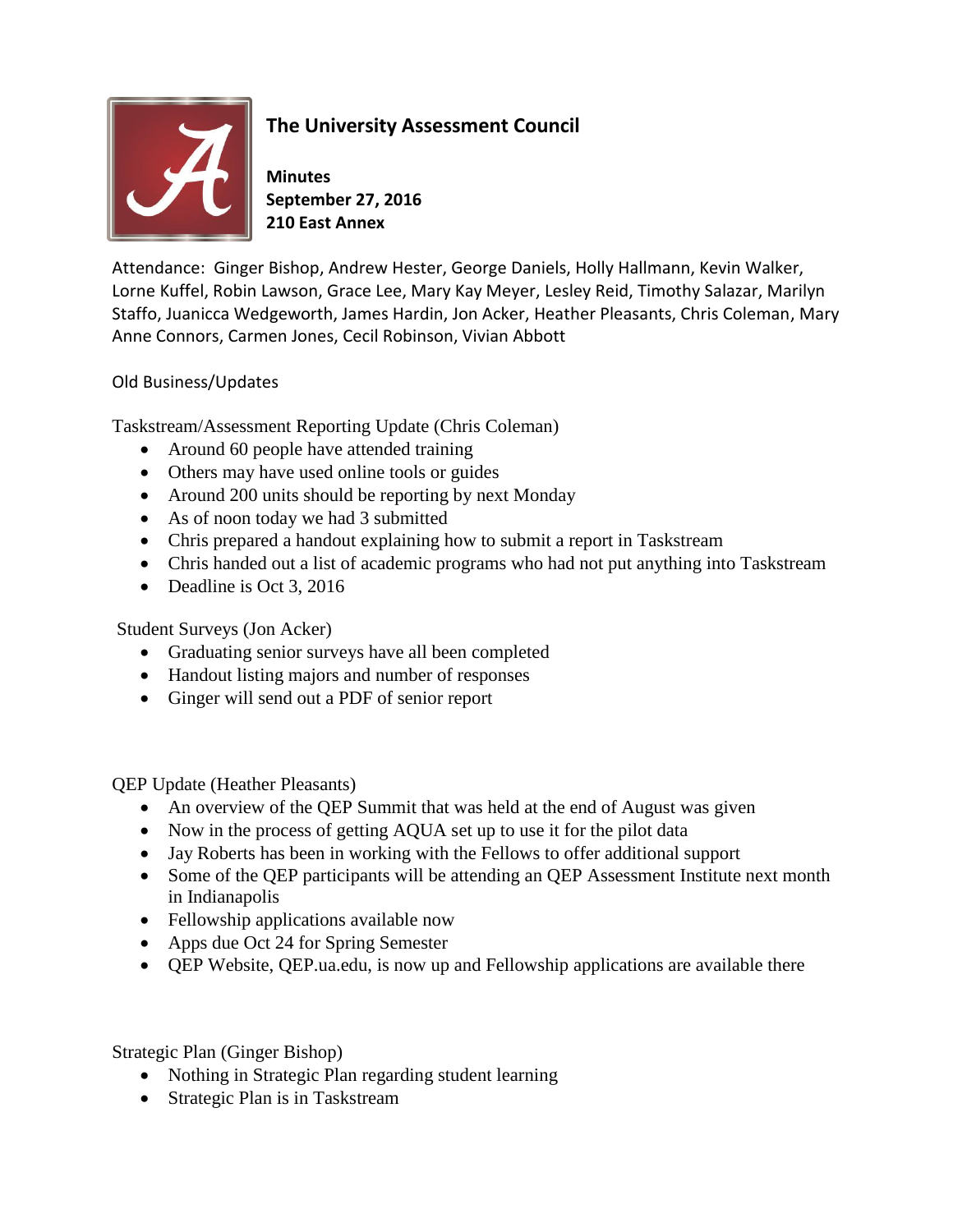# The University Assessment Council

**Minutes**
**September 27, 2016**
**210 East Annex**

Attendance: Ginger Bishop, Andrew Hester, George Daniels, Holly Hallmann, Kevin Walker, Lorne Kuffel, Robin Lawson, Grace Lee, Mary Kay Meyer, Lesley Reid, Timothy Salazar, Marilyn Staffo, Juanicca Wedgeworth, James Hardin, Jon Acker, Heather Pleasants, Chris Coleman, Mary Anne Connors, Carmen Jones, Cecil Robinson, Vivian Abbott

Old Business/Updates

Taskstream/Assessment Reporting Update (Chris Coleman)

- Around 60 people have attended training
- Others may have used online tools or guides
- Around 200 units should be reporting by next Monday
- As of noon today we had 3 submitted
- Chris prepared a handout explaining how to submit a report in Taskstream
- Chris handed out a list of academic programs who had not put anything into Taskstream
- Deadline is Oct 3, 2016

Student Surveys (Jon Acker)

- Graduating senior surveys have all been completed
- Handout listing majors and number of responses
- Ginger will send out a PDF of senior report

QEP Update (Heather Pleasants)

- An overview of the QEP Summit that was held at the end of August was given
- Now in the process of getting AQUA set up to use it for the pilot data
- Jay Roberts has been in working with the Fellows to offer additional support
- Some of the QEP participants will be attending an QEP Assessment Institute next month in Indianapolis
- Fellowship applications available now
- Apps due Oct 24 for Spring Semester
- QEP Website, QEP.ua.edu, is now up and Fellowship applications are available there

Strategic Plan (Ginger Bishop)

- Nothing in Strategic Plan regarding student learning
- Strategic Plan is in Taskstream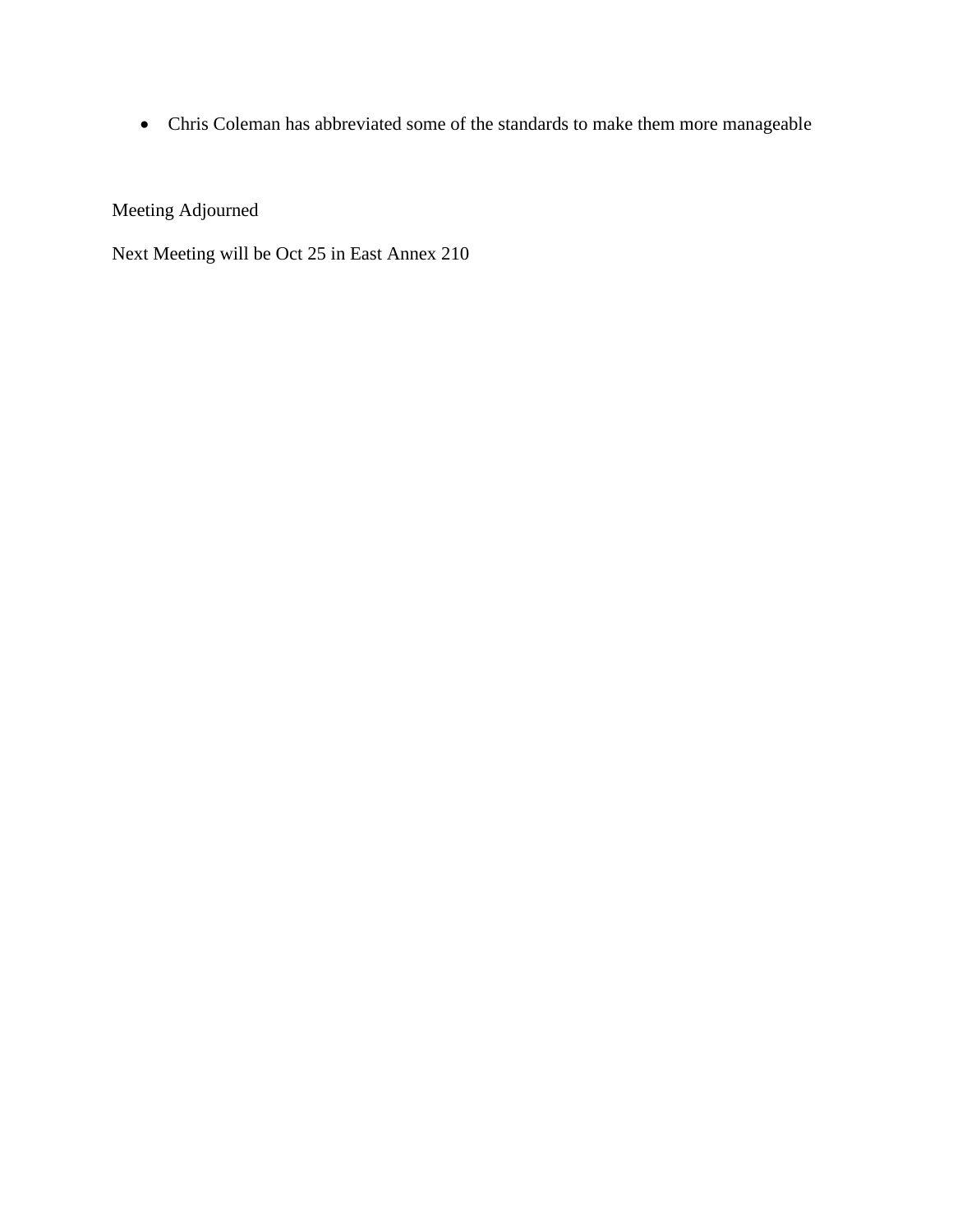- Chris Coleman has abbreviated some of the standards to make them more manageable

Meeting Adjourned

Next Meeting will be Oct 25 in East Annex 210